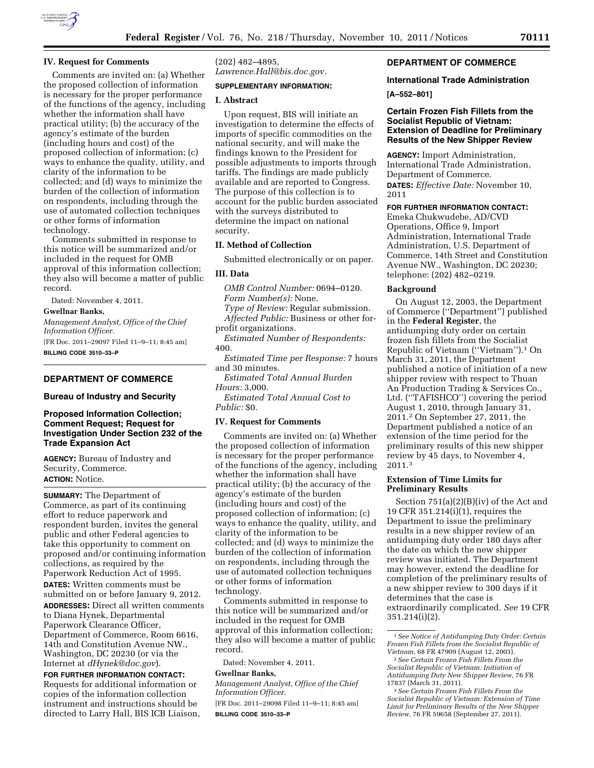## IV. Request for Comments

Comments are invited on: (a) Whether the proposed collection of information is necessary for the proper performance of the functions of the agency, including whether the information shall have practical utility; (b) the accuracy of the agency's estimate of the burden (including hours and cost) of the proposed collection of information; (c) ways to enhance the quality, utility, and clarity of the information to be collected; and (d) ways to minimize the burden of the collection of information on respondents, including through the use of automated collection techniques or other forms of information technology.

Comments submitted in response to this notice will be summarized and/or included in the request for OMB approval of this information collection; they also will become a matter of public record.

Dated: November 4, 2011.

**Gwellnar Banks,**

*Management Analyst, Office of the Chief Information Officer.*

[FR Doc. 2011–29097 Filed 11–9–11; 8:45 am]

**BILLING CODE 3510–33–P**

---

# DEPARTMENT OF COMMERCE

## Bureau of Industry and Security

## Proposed Information Collection; Comment Request; Request for Investigation Under Section 232 of the Trade Expansion Act

**AGENCY:** Bureau of Industry and Security, Commerce.

**ACTION:** Notice.

**SUMMARY:** The Department of Commerce, as part of its continuing effort to reduce paperwork and respondent burden, invites the general public and other Federal agencies to take this opportunity to comment on proposed and/or continuing information collections, as required by the Paperwork Reduction Act of 1995.

**DATES:** Written comments must be submitted on or before January 9, 2012.

**ADDRESSES:** Direct all written comments to Diana Hynek, Departmental Paperwork Clearance Officer, Department of Commerce, Room 6616, 14th and Constitution Avenue NW., Washington, DC 20230 (or via the Internet at *dHynek@doc.gov*).

**FOR FURTHER INFORMATION CONTACT:** Requests for additional information or copies of the information collection instrument and instructions should be directed to Larry Hall, BIS ICB Liaison, (202) 482–4895, *Lawrence.Hall@bis.doc.gov.*

**SUPPLEMENTARY INFORMATION:**

## I. Abstract

Upon request, BIS will initiate an investigation to determine the effects of imports of specific commodities on the national security, and will make the findings known to the President for possible adjustments to imports through tariffs. The findings are made publicly available and are reported to Congress. The purpose of this collection is to account for the public burden associated with the surveys distributed to determine the impact on national security.

## II. Method of Collection

Submitted electronically or on paper.

## III. Data

*OMB Control Number:* 0694–0120.

*Form Number(s):* None.

*Type of Review:* Regular submission.

*Affected Public:* Business or other for-profit organizations.

*Estimated Number of Respondents:* 400.

*Estimated Time per Response:* 7 hours and 30 minutes.

*Estimated Total Annual Burden Hours:* 3,000.

*Estimated Total Annual Cost to Public:* $0.

## IV. Request for Comments

Comments are invited on: (a) Whether the proposed collection of information is necessary for the proper performance of the functions of the agency, including whether the information shall have practical utility; (b) the accuracy of the agency's estimate of the burden (including hours and cost) of the proposed collection of information; (c) ways to enhance the quality, utility, and clarity of the information to be collected; and (d) ways to minimize the burden of the collection of information on respondents, including through the use of automated collection techniques or other forms of information technology.

Comments submitted in response to this notice will be summarized and/or included in the request for OMB approval of this information collection; they also will become a matter of public record.

Dated: November 4, 2011.

**Gwellnar Banks,**

*Management Analyst, Office of the Chief Information Officer.*

[FR Doc. 2011–29098 Filed 11–9–11; 8:45 am]

**BILLING CODE 3510–33–P**

---

# DEPARTMENT OF COMMERCE

## International Trade Administration

**[A–552–801]**

## Certain Frozen Fish Fillets from the Socialist Republic of Vietnam: Extension of Deadline for Preliminary Results of the New Shipper Review

**AGENCY:** Import Administration, International Trade Administration, Department of Commerce.

**DATES:** *Effective Date:* November 10, 2011

**FOR FURTHER INFORMATION CONTACT:** Emeka Chukwudebe, AD/CVD Operations, Office 9, Import Administration, International Trade Administration, U.S. Department of Commerce, 14th Street and Constitution Avenue NW., Washington, DC 20230; telephone: (202) 482–0219.

### Background

On August 12, 2003, the Department of Commerce (''Department'') published in the **Federal Register**, the antidumping duty order on certain frozen fish fillets from the Socialist Republic of Vietnam (''Vietnam'').[1] On March 31, 2011, the Department published a notice of initiation of a new shipper review with respect to Thuan An Production Trading & Services Co., Ltd. (''TAFISHCO'') covering the period August 1, 2010, through January 31, 2011.[2] On September 27, 2011, the Department published a notice of an extension of the time period for the preliminary results of this new shipper review by 45 days, to November 4, 2011.[3]

### Extension of Time Limits for Preliminary Results

Section 751(a)(2)(B)(iv) of the Act and 19 CFR 351.214(i)(1), requires the Department to issue the preliminary results in a new shipper review of an antidumping duty order 180 days after the date on which the new shipper review was initiated. The Department may however, extend the deadline for completion of the preliminary results of a new shipper review to 300 days if it determines that the case is extraordinarily complicated. *See* 19 CFR 351.214(i)(2).

---

[1] *See Notice of Antidumping Duty Order: Certain Frozen Fish Fillets from the Socialist Republic of Vietnam,* 68 FR 47909 (August 12, 2003).

[2] *See Certain Frozen Fish Fillets From the Socialist Republic of Vietnam: Initiation of Antidumping Duty New Shipper Review,* 76 FR 17837 (March 31, 2011).

[3] *See Certain Frozen Fish Fillets From the Socialist Republic of Vietnam: Extension of Time Limit for Preliminary Results of the New Shipper Review,* 76 FR 59658 (September 27, 2011).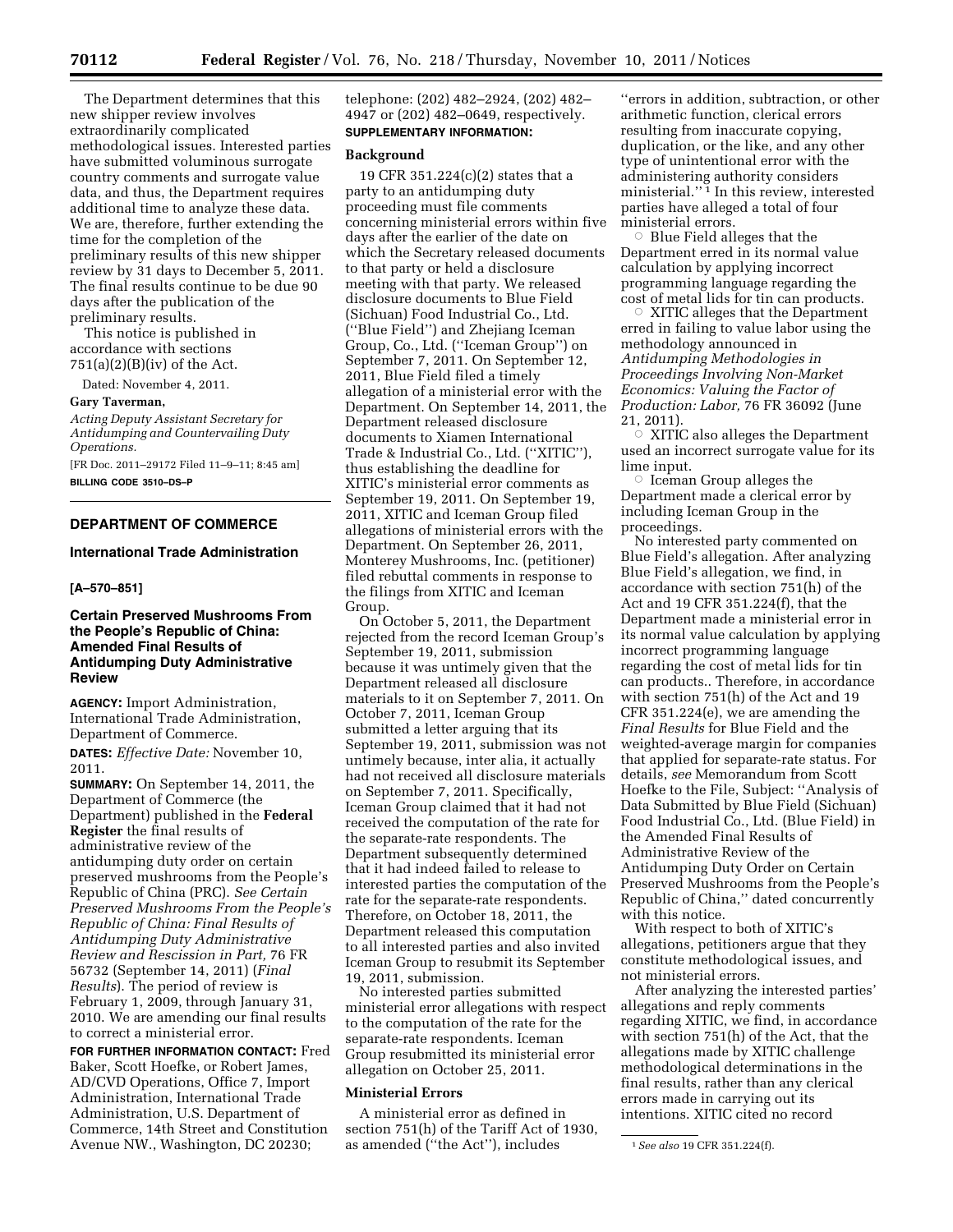The Department determines that this new shipper review involves extraordinarily complicated methodological issues. Interested parties have submitted voluminous surrogate country comments and surrogate value data, and thus, the Department requires additional time to analyze these data. We are, therefore, further extending the time for the completion of the preliminary results of this new shipper review by 31 days to December 5, 2011. The final results continue to be due 90 days after the publication of the preliminary results.

This notice is published in accordance with sections 751(a)(2)(B)(iv) of the Act.

Dated: November 4, 2011.

**Gary Taverman,**

*Acting Deputy Assistant Secretary for Antidumping and Countervailing Duty Operations.*

[FR Doc. 2011–29172 Filed 11–9–11; 8:45 am]

**BILLING CODE 3510–DS–P**

---

## DEPARTMENT OF COMMERCE

### International Trade Administration

**[A–570–851]**

### Certain Preserved Mushrooms From the People's Republic of China: Amended Final Results of Antidumping Duty Administrative Review

**AGENCY:** Import Administration, International Trade Administration, Department of Commerce.

**DATES:** *Effective Date:* November 10, 2011.

**SUMMARY:** On September 14, 2011, the Department of Commerce (the Department) published in the **Federal Register** the final results of administrative review of the antidumping duty order on certain preserved mushrooms from the People's Republic of China (PRC). *See Certain Preserved Mushrooms From the People's Republic of China: Final Results of Antidumping Duty Administrative Review and Rescission in Part,* 76 FR 56732 (September 14, 2011) (*Final Results*). The period of review is February 1, 2009, through January 31, 2010. We are amending our final results to correct a ministerial error.

**FOR FURTHER INFORMATION CONTACT:** Fred Baker, Scott Hoefke, or Robert James, AD/CVD Operations, Office 7, Import Administration, International Trade Administration, U.S. Department of Commerce, 14th Street and Constitution Avenue NW., Washington, DC 20230; telephone: (202) 482–2924, (202) 482–4947 or (202) 482–0649, respectively.

**SUPPLEMENTARY INFORMATION:**

### Background

19 CFR 351.224(c)(2) states that a party to an antidumping duty proceeding must file comments concerning ministerial errors within five days after the earlier of the date on which the Secretary released documents to that party or held a disclosure meeting with that party. We released disclosure documents to Blue Field (Sichuan) Food Industrial Co., Ltd. (''Blue Field'') and Zhejiang Iceman Group, Co., Ltd. (''Iceman Group'') on September 7, 2011. On September 12, 2011, Blue Field filed a timely allegation of a ministerial error with the Department. On September 14, 2011, the Department released disclosure documents to Xiamen International Trade & Industrial Co., Ltd. (''XITIC''), thus establishing the deadline for XITIC's ministerial error comments as September 19, 2011. On September 19, 2011, XITIC and Iceman Group filed allegations of ministerial errors with the Department. On September 26, 2011, Monterey Mushrooms, Inc. (petitioner) filed rebuttal comments in response to the filings from XITIC and Iceman Group.

On October 5, 2011, the Department rejected from the record Iceman Group's September 19, 2011, submission because it was untimely given that the Department released all disclosure materials to it on September 7, 2011. On October 7, 2011, Iceman Group submitted a letter arguing that its September 19, 2011, submission was not untimely because, inter alia, it actually had not received all disclosure materials on September 7, 2011. Specifically, Iceman Group claimed that it had not received the computation of the rate for the separate-rate respondents. The Department subsequently determined that it had indeed failed to release to interested parties the computation of the rate for the separate-rate respondents. Therefore, on October 18, 2011, the Department released this computation to all interested parties and also invited Iceman Group to resubmit its September 19, 2011, submission.

No interested parties submitted ministerial error allegations with respect to the computation of the rate for the separate-rate respondents. Iceman Group resubmitted its ministerial error allegation on October 25, 2011.

### Ministerial Errors

A ministerial error as defined in section 751(h) of the Tariff Act of 1930, as amended (''the Act''), includes ''errors in addition, subtraction, or other arithmetic function, clerical errors resulting from inaccurate copying, duplication, or the like, and any other type of unintentional error with the administering authority considers ministerial.'' [1] In this review, interested parties have alleged a total of four ministerial errors.

- Blue Field alleges that the Department erred in its normal value calculation by applying incorrect programming language regarding the cost of metal lids for tin can products.
- XITIC alleges that the Department erred in failing to value labor using the methodology announced in *Antidumping Methodologies in Proceedings Involving Non-Market Economics: Valuing the Factor of Production: Labor,* 76 FR 36092 (June 21, 2011).
- XITIC also alleges the Department used an incorrect surrogate value for its lime input.
- Iceman Group alleges the Department made a clerical error by including Iceman Group in the proceedings.

No interested party commented on Blue Field's allegation. After analyzing Blue Field's allegation, we find, in accordance with section 751(h) of the Act and 19 CFR 351.224(f), that the Department made a ministerial error in its normal value calculation by applying incorrect programming language regarding the cost of metal lids for tin can products.. Therefore, in accordance with section 751(h) of the Act and 19 CFR 351.224(e), we are amending the *Final Results* for Blue Field and the weighted-average margin for companies that applied for separate-rate status. For details, *see* Memorandum from Scott Hoefke to the File, Subject: ''Analysis of Data Submitted by Blue Field (Sichuan) Food Industrial Co., Ltd. (Blue Field) in the Amended Final Results of Administrative Review of the Antidumping Duty Order on Certain Preserved Mushrooms from the People's Republic of China,'' dated concurrently with this notice.

With respect to both of XITIC's allegations, petitioners argue that they constitute methodological issues, and not ministerial errors.

After analyzing the interested parties' allegations and reply comments regarding XITIC, we find, in accordance with section 751(h) of the Act, that the allegations made by XITIC challenge methodological determinations in the final results, rather than any clerical errors made in carrying out its intentions. XITIC cited no record

[1] *See also* 19 CFR 351.224(f).